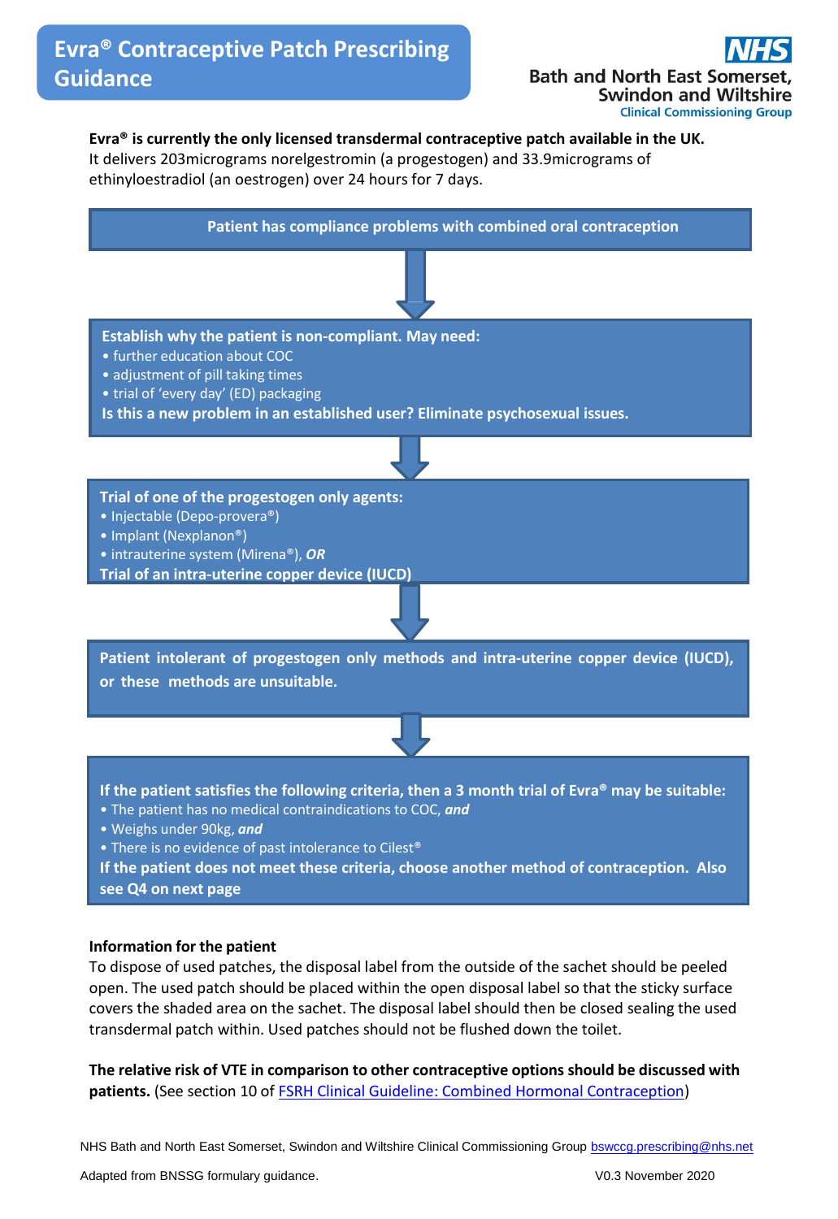# Evra® Contraceptive Patch Prescribing Guidance

**NHS Bath and North East Somerset, Swindon and Wiltshire Clinical Commissioning Group**

**Evra® is currently the only licensed transdermal contraceptive patch available in the UK.**
It delivers 203micrograms norelgestromin (a progestogen) and 33.9micrograms of ethinyloestradiol (an oestrogen) over 24 hours for 7 days.

**Patient has compliance problems with combined oral contraception**

↓

**Establish why the patient is non-compliant. May need:**
- further education about COC
- adjustment of pill taking times
- trial of 'every day' (ED) packaging

**Is this a new problem in an established user? Eliminate psychosexual issues.**

↓

**Trial of one of the progestogen only agents:**
- Injectable (Depo-provera®)
- Implant (Nexplanon®)
- intrauterine system (Mirena®), ***OR***

**Trial of an intra-uterine copper device (IUCD)**

↓

**Patient intolerant of progestogen only methods and intra-uterine copper device (IUCD), or these methods are unsuitable.**

↓

**If the patient satisfies the following criteria, then a 3 month trial of Evra® may be suitable:**
- The patient has no medical contraindications to COC, ***and***
- Weighs under 90kg, ***and***
- There is no evidence of past intolerance to Cilest®

**If the patient does not meet these criteria, choose another method of contraception. Also see Q4 on next page**

**Information for the patient**

To dispose of used patches, the disposal label from the outside of the sachet should be peeled open. The used patch should be placed within the open disposal label so that the sticky surface covers the shaded area on the sachet. The disposal label should then be closed sealing the used transdermal patch within. Used patches should not be flushed down the toilet.

**The relative risk of VTE in comparison to other contraceptive options should be discussed with patients.** (See section 10 of FSRH Clinical Guideline: Combined Hormonal Contraception)

NHS Bath and North East Somerset, Swindon and Wiltshire Clinical Commissioning Group bswccg.prescribing@nhs.net

Adapted from BNSSG formulary guidance. V0.3 November 2020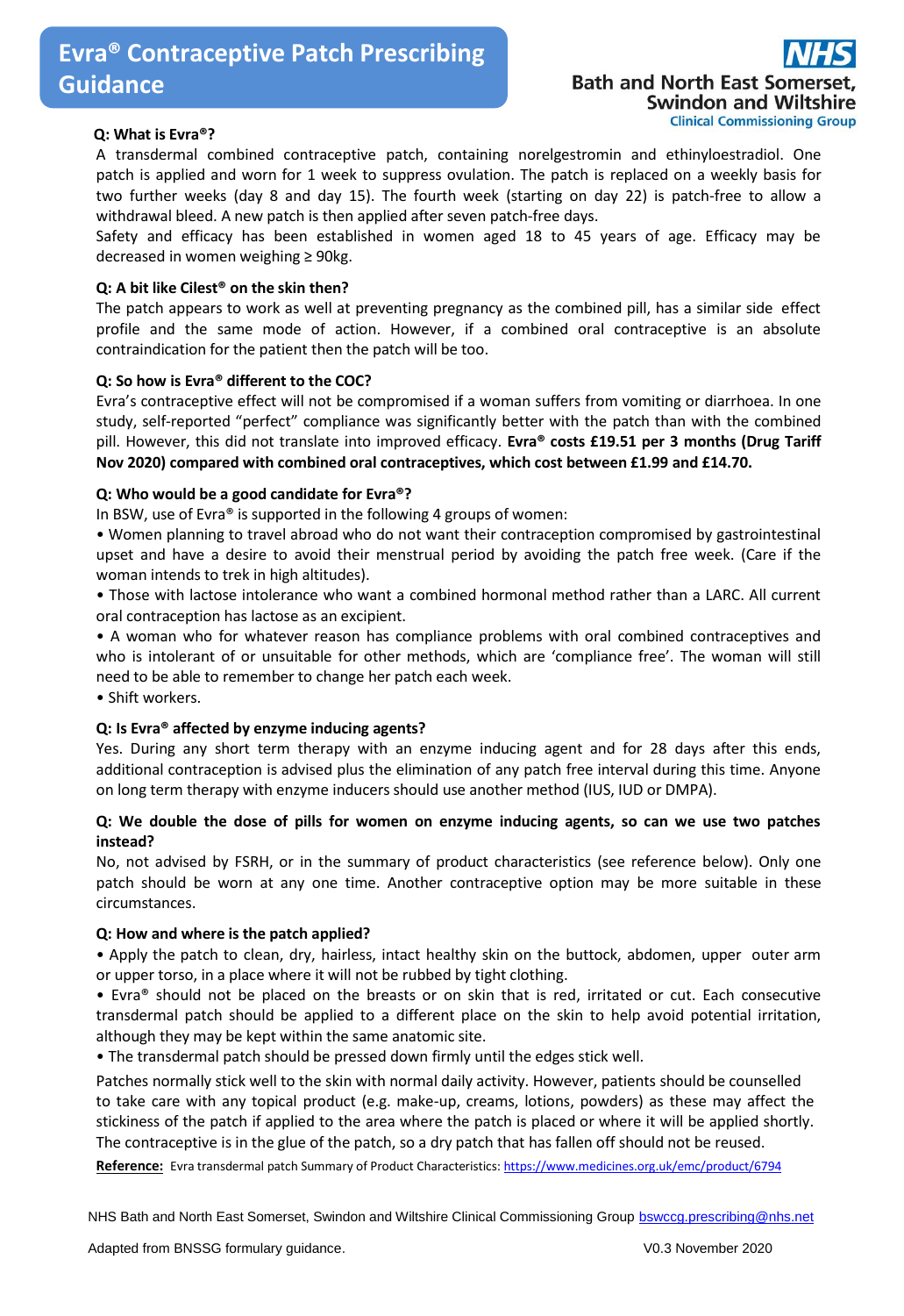# Evra® Contraceptive Patch Prescribing Guidance

**NHS**
**Bath and North East Somerset, Swindon and Wiltshire**
**Clinical Commissioning Group**

**Q: What is Evra®?**

A transdermal combined contraceptive patch, containing norelgestromin and ethinyloestradiol. One patch is applied and worn for 1 week to suppress ovulation. The patch is replaced on a weekly basis for two further weeks (day 8 and day 15). The fourth week (starting on day 22) is patch-free to allow a withdrawal bleed. A new patch is then applied after seven patch-free days.

Safety and efficacy has been established in women aged 18 to 45 years of age. Efficacy may be decreased in women weighing ≥ 90kg.

**Q: A bit like Cilest® on the skin then?**

The patch appears to work as well at preventing pregnancy as the combined pill, has a similar side effect profile and the same mode of action. However, if a combined oral contraceptive is an absolute contraindication for the patient then the patch will be too.

**Q: So how is Evra® different to the COC?**

Evra's contraceptive effect will not be compromised if a woman suffers from vomiting or diarrhoea. In one study, self-reported "perfect" compliance was significantly better with the patch than with the combined pill. However, this did not translate into improved efficacy. **Evra® costs £19.51 per 3 months (Drug Tariff Nov 2020) compared with combined oral contraceptives, which cost between £1.99 and £14.70.**

**Q: Who would be a good candidate for Evra®?**

In BSW, use of Evra® is supported in the following 4 groups of women:

- Women planning to travel abroad who do not want their contraception compromised by gastrointestinal upset and have a desire to avoid their menstrual period by avoiding the patch free week. (Care if the woman intends to trek in high altitudes).
- Those with lactose intolerance who want a combined hormonal method rather than a LARC. All current oral contraception has lactose as an excipient.
- A woman who for whatever reason has compliance problems with oral combined contraceptives and who is intolerant of or unsuitable for other methods, which are 'compliance free'. The woman will still need to be able to remember to change her patch each week.
- Shift workers.

**Q: Is Evra® affected by enzyme inducing agents?**

Yes. During any short term therapy with an enzyme inducing agent and for 28 days after this ends, additional contraception is advised plus the elimination of any patch free interval during this time. Anyone on long term therapy with enzyme inducers should use another method (IUS, IUD or DMPA).

**Q: We double the dose of pills for women on enzyme inducing agents, so can we use two patches instead?**

No, not advised by FSRH, or in the summary of product characteristics (see reference below). Only one patch should be worn at any one time. Another contraceptive option may be more suitable in these circumstances.

**Q: How and where is the patch applied?**

- Apply the patch to clean, dry, hairless, intact healthy skin on the buttock, abdomen, upper outer arm or upper torso, in a place where it will not be rubbed by tight clothing.
- Evra® should not be placed on the breasts or on skin that is red, irritated or cut. Each consecutive transdermal patch should be applied to a different place on the skin to help avoid potential irritation, although they may be kept within the same anatomic site.
- The transdermal patch should be pressed down firmly until the edges stick well.

Patches normally stick well to the skin with normal daily activity. However, patients should be counselled to take care with any topical product (e.g. make-up, creams, lotions, powders) as these may affect the stickiness of the patch if applied to the area where the patch is placed or where it will be applied shortly. The contraceptive is in the glue of the patch, so a dry patch that has fallen off should not be reused.

**Reference:** Evra transdermal patch Summary of Product Characteristics: https://www.medicines.org.uk/emc/product/6794

NHS Bath and North East Somerset, Swindon and Wiltshire Clinical Commissioning Group bswccg.prescribing@nhs.net

Adapted from BNSSG formulary guidance. V0.3 November 2020